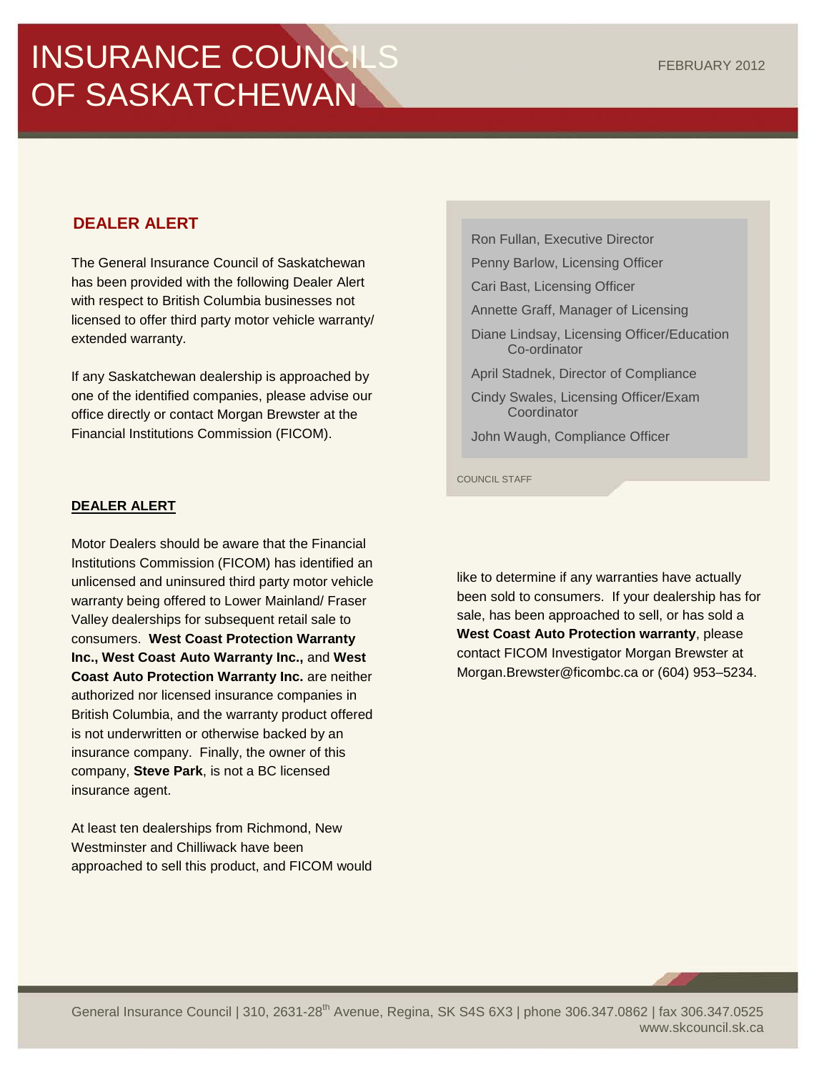# INSURANCE COUNCILS OF SASKATCHEWAN

FEBRUARY 2012

## DEALER ALERT

The General Insurance Council of Saskatchewan has been provided with the following Dealer Alert with respect to British Columbia businesses not licensed to offer third party motor vehicle warranty/ extended warranty.

If any Saskatchewan dealership is approached by one of the identified companies, please advise our office directly or contact Morgan Brewster at the Financial Institutions Commission (FICOM).

Ron Fullan, Executive Director
Penny Barlow, Licensing Officer
Cari Bast, Licensing Officer
Annette Graff, Manager of Licensing
Diane Lindsay, Licensing Officer/Education Co-ordinator
April Stadnek, Director of Compliance
Cindy Swales, Licensing Officer/Exam Coordinator
John Waugh, Compliance Officer

COUNCIL STAFF

### DEALER ALERT

Motor Dealers should be aware that the Financial Institutions Commission (FICOM) has identified an unlicensed and uninsured third party motor vehicle warranty being offered to Lower Mainland/ Fraser Valley dealerships for subsequent retail sale to consumers. **West Coast Protection Warranty Inc., West Coast Auto Warranty Inc.,** and **West Coast Auto Protection Warranty Inc.** are neither authorized nor licensed insurance companies in British Columbia, and the warranty product offered is not underwritten or otherwise backed by an insurance company. Finally, the owner of this company, **Steve Park**, is not a BC licensed insurance agent.

At least ten dealerships from Richmond, New Westminster and Chilliwack have been approached to sell this product, and FICOM would like to determine if any warranties have actually been sold to consumers. If your dealership has for sale, has been approached to sell, or has sold a **West Coast Auto Protection warranty**, please contact FICOM Investigator Morgan Brewster at Morgan.Brewster@ficombc.ca or (604) 953–5234.

General Insurance Council | 310, 2631-28th Avenue, Regina, SK S4S 6X3 | phone 306.347.0862 | fax 306.347.0525
www.skcouncil.sk.ca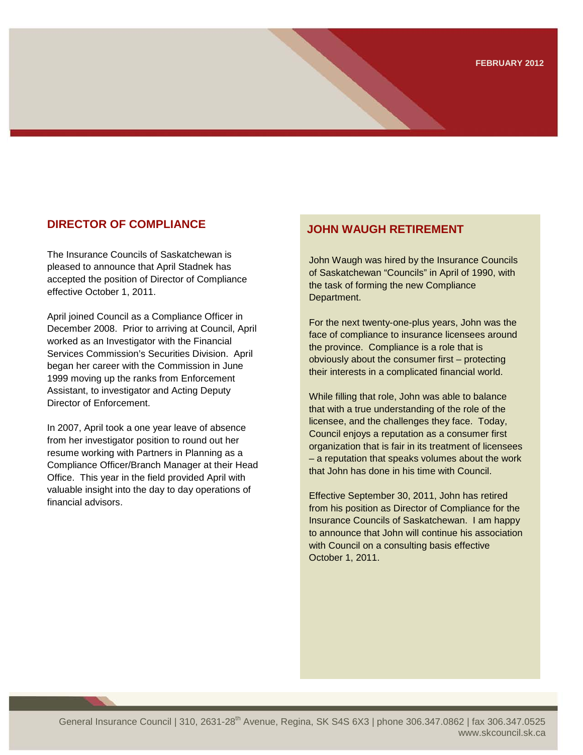## DIRECTOR OF COMPLIANCE

The Insurance Councils of Saskatchewan is pleased to announce that April Stadnek has accepted the position of Director of Compliance effective October 1, 2011.

April joined Council as a Compliance Officer in December 2008. Prior to arriving at Council, April worked as an Investigator with the Financial Services Commission's Securities Division. April began her career with the Commission in June 1999 moving up the ranks from Enforcement Assistant, to investigator and Acting Deputy Director of Enforcement.

In 2007, April took a one year leave of absence from her investigator position to round out her resume working with Partners in Planning as a Compliance Officer/Branch Manager at their Head Office. This year in the field provided April with valuable insight into the day to day operations of financial advisors.

## JOHN WAUGH RETIREMENT

John Waugh was hired by the Insurance Councils of Saskatchewan "Councils" in April of 1990, with the task of forming the new Compliance Department.

For the next twenty-one-plus years, John was the face of compliance to insurance licensees around the province. Compliance is a role that is obviously about the consumer first – protecting their interests in a complicated financial world.

While filling that role, John was able to balance that with a true understanding of the role of the licensee, and the challenges they face. Today, Council enjoys a reputation as a consumer first organization that is fair in its treatment of licensees – a reputation that speaks volumes about the work that John has done in his time with Council.

Effective September 30, 2011, John has retired from his position as Director of Compliance for the Insurance Councils of Saskatchewan. I am happy to announce that John will continue his association with Council on a consulting basis effective October 1, 2011.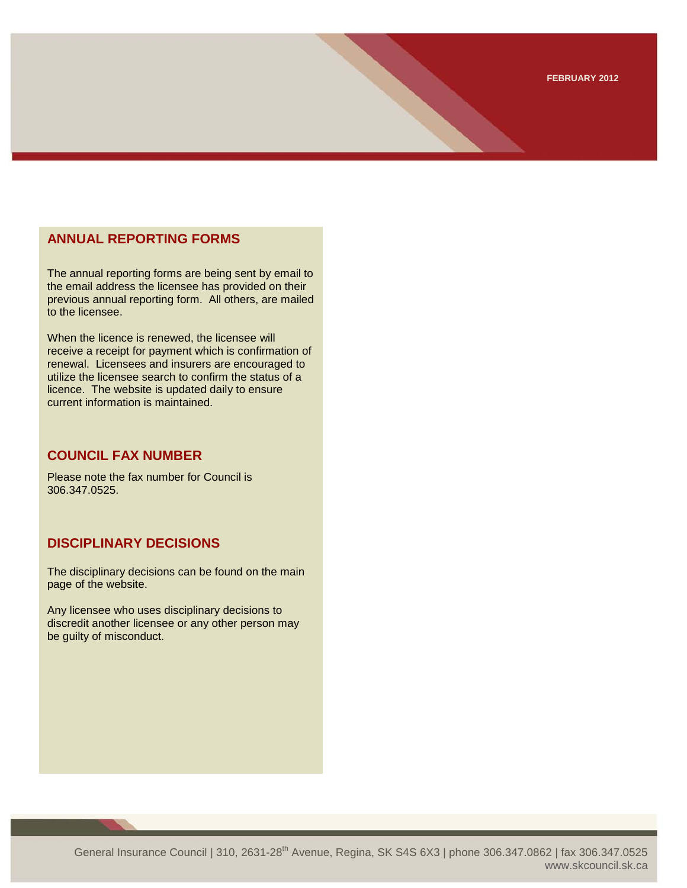## ANNUAL REPORTING FORMS

The annual reporting forms are being sent by email to the email address the licensee has provided on their previous annual reporting form. All others, are mailed to the licensee.

When the licence is renewed, the licensee will receive a receipt for payment which is confirmation of renewal. Licensees and insurers are encouraged to utilize the licensee search to confirm the status of a licence. The website is updated daily to ensure current information is maintained.

## COUNCIL FAX NUMBER

Please note the fax number for Council is 306.347.0525.

## DISCIPLINARY DECISIONS

The disciplinary decisions can be found on the main page of the website.

Any licensee who uses disciplinary decisions to discredit another licensee or any other person may be guilty of misconduct.